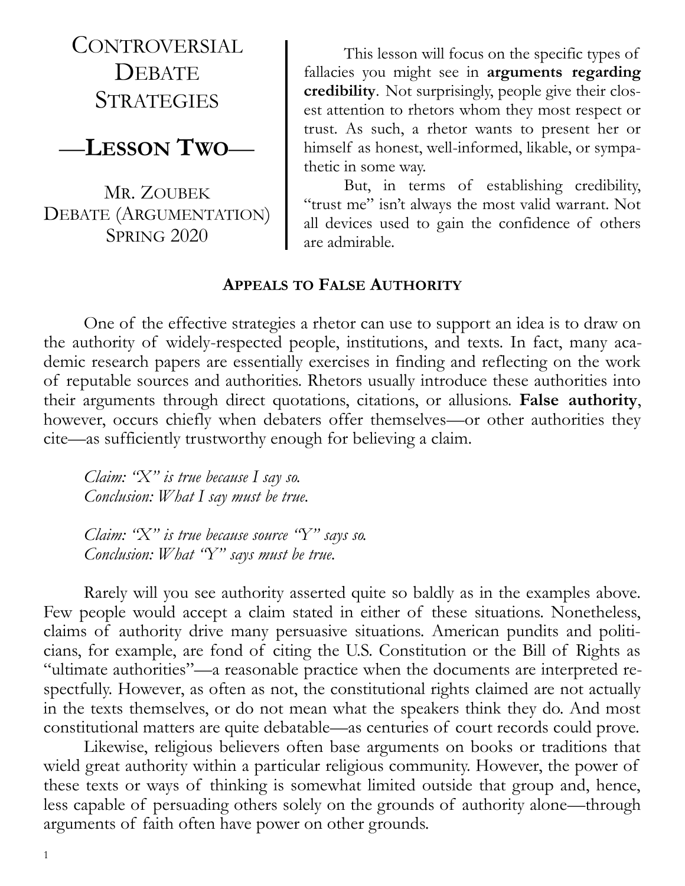# Controversial Debate Strategies

## —Lesson Two—

Mr. Zoubek
Debate (Argumentation)
Spring 2020

This lesson will focus on the specific types of fallacies you might see in **arguments regarding credibility**. Not surprisingly, people give their closest attention to rhetors whom they most respect or trust. As such, a rhetor wants to present her or himself as honest, well-informed, likable, or sympathetic in some way.

But, in terms of establishing credibility, "trust me" isn't always the most valid warrant. Not all devices used to gain the confidence of others are admirable.

### Appeals to False Authority

One of the effective strategies a rhetor can use to support an idea is to draw on the authority of widely-respected people, institutions, and texts. In fact, many academic research papers are essentially exercises in finding and reflecting on the work of reputable sources and authorities. Rhetors usually introduce these authorities into their arguments through direct quotations, citations, or allusions. **False authority**, however, occurs chiefly when debaters offer themselves—or other authorities they cite—as sufficiently trustworthy enough for believing a claim.

*Claim: "X" is true because I say so.*
*Conclusion: What I say must be true.*

*Claim: "X" is true because source "Y" says so.*
*Conclusion: What "Y" says must be true.*

Rarely will you see authority asserted quite so baldly as in the examples above. Few people would accept a claim stated in either of these situations. Nonetheless, claims of authority drive many persuasive situations. American pundits and politicians, for example, are fond of citing the U.S. Constitution or the Bill of Rights as "ultimate authorities"—a reasonable practice when the documents are interpreted respectfully. However, as often as not, the constitutional rights claimed are not actually in the texts themselves, or do not mean what the speakers think they do. And most constitutional matters are quite debatable—as centuries of court records could prove.

Likewise, religious believers often base arguments on books or traditions that wield great authority within a particular religious community. However, the power of these texts or ways of thinking is somewhat limited outside that group and, hence, less capable of persuading others solely on the grounds of authority alone—through arguments of faith often have power on other grounds.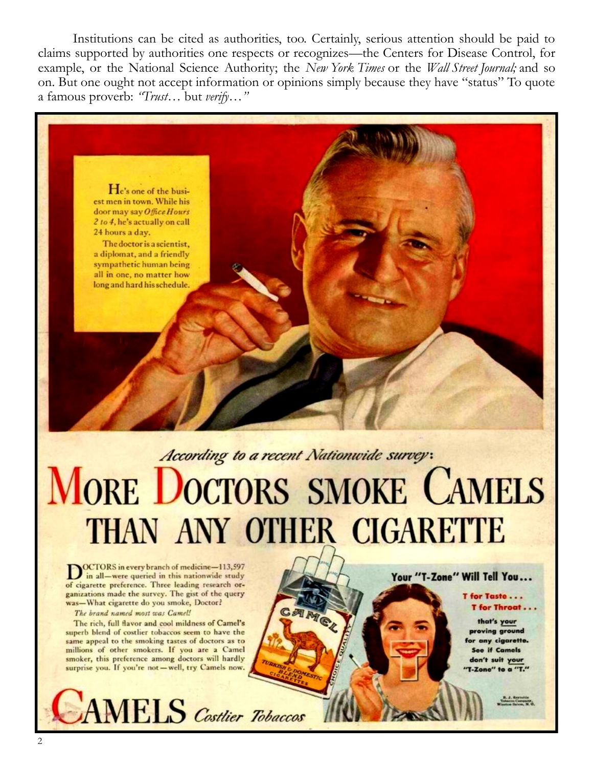Institutions can be cited as authorities, too. Certainly, serious attention should be paid to claims supported by authorities one respects or recognizes—the Centers for Disease Control, for example, or the National Science Authority; the *New York Times* or the *Wall Street Journal;* and so on. But one ought not accept information or opinions simply because they have "status" To quote a famous proverb: *"Trust*… but *verify*…"

He's one of the busiest men in town. While his door may say *Office Hours 2 to 4*, he's actually on call 24 hours a day.

The doctor is a scientist, a diplomat, and a friendly sympathetic human being all in one, no matter how long and hard his schedule.

*According to a recent Nationwide survey:*

# MORE DOCTORS SMOKE CAMELS THAN ANY OTHER CIGARETTE

DOCTORS in every branch of medicine—113,597 in all—were queried in this nationwide study of cigarette preference. Three leading research organizations made the survey. The gist of the query was—What cigarette do you smoke, Doctor?

*The brand named most was Camel!*

The rich, full flavor and cool mildness of Camel's superb blend of costlier tobaccos seem to have the same appeal to the smoking tastes of doctors as to millions of other smokers. If you are a Camel smoker, this preference among doctors will hardly surprise you. If you're not—well, try Camels now.

**Your "T-Zone" Will Tell You...**

**T for Taste...**
**T for Throat...**

**that's your proving ground for any cigarette. See if Camels don't suit your "T-Zone" to a "T."**

CAMEL TURKISH & DOMESTIC BLEND CIGARETTES CHOICE QUALITY

R. J. Reynolds Tobacco Company, Winston-Salem, N. C.

**CAMELS** *Costlier Tobaccos*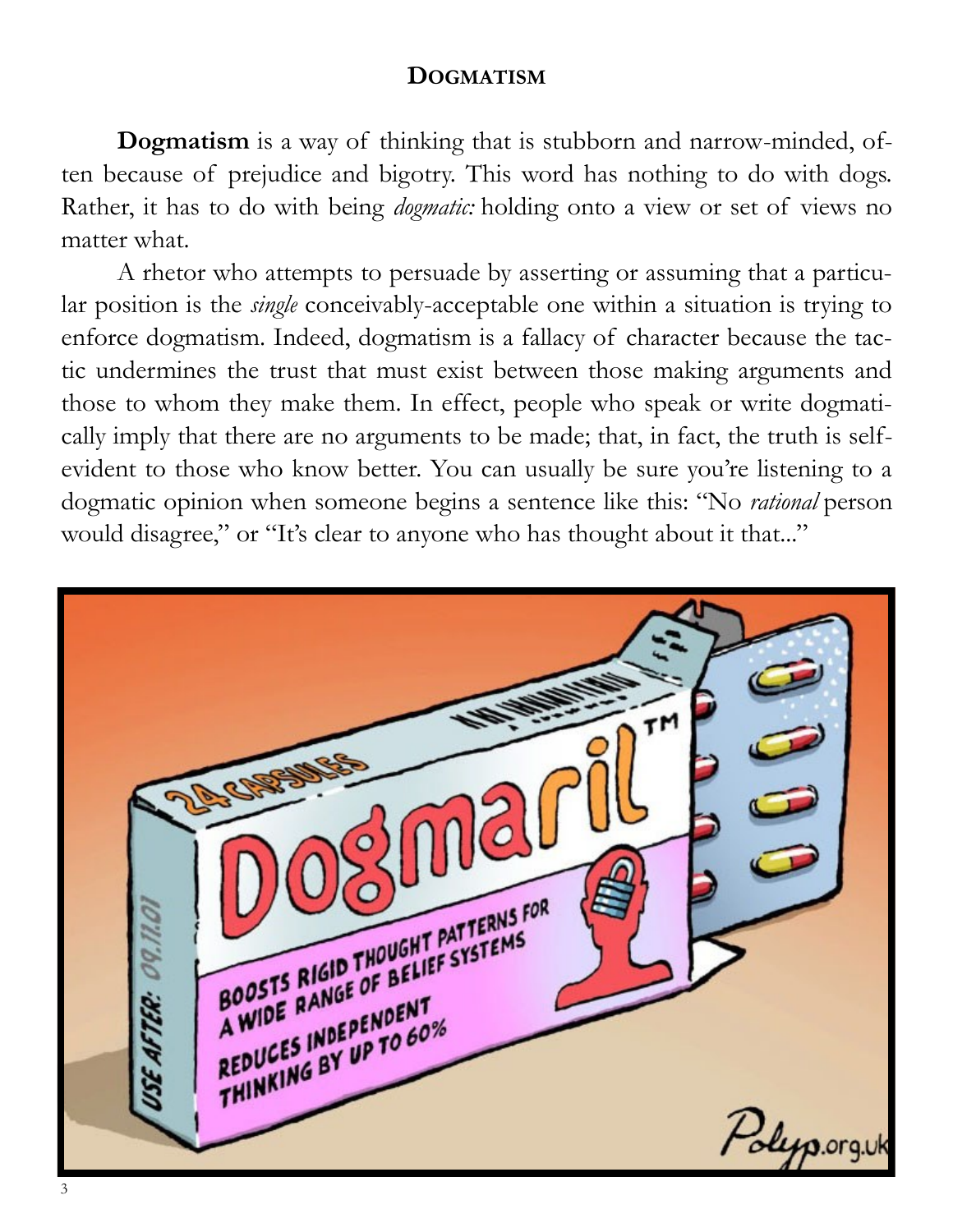## Dogmatism

**Dogmatism** is a way of thinking that is stubborn and narrow-minded, often because of prejudice and bigotry. This word has nothing to do with dogs. Rather, it has to do with being *dogmatic:* holding onto a view or set of views no matter what.

A rhetor who attempts to persuade by asserting or assuming that a particular position is the *single* conceivably-acceptable one within a situation is trying to enforce dogmatism. Indeed, dogmatism is a fallacy of character because the tactic undermines the trust that must exist between those making arguments and those to whom they make them. In effect, people who speak or write dogmatically imply that there are no arguments to be made; that, in fact, the truth is self-evident to those who know better. You can usually be sure you're listening to a dogmatic opinion when someone begins a sentence like this: "No *rational* person would disagree," or "It's clear to anyone who has thought about it that..."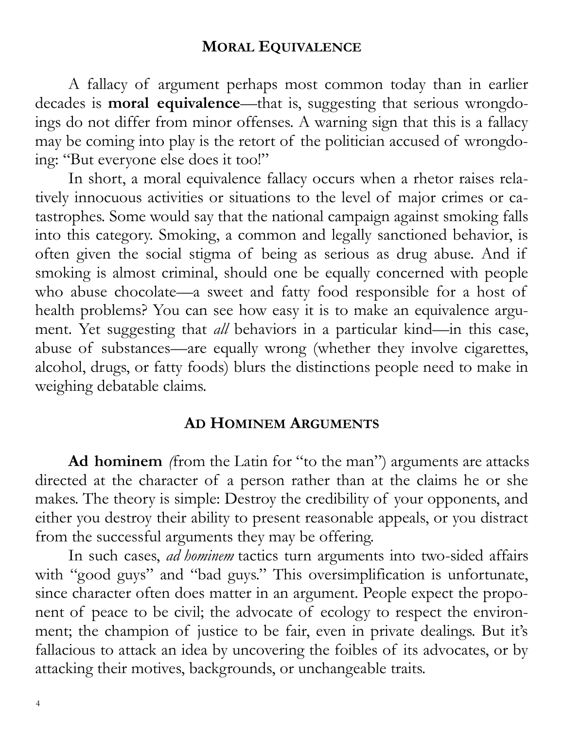## Moral Equivalence

A fallacy of argument perhaps most common today than in earlier decades is **moral equivalence**—that is, suggesting that serious wrongdoings do not differ from minor offenses. A warning sign that this is a fallacy may be coming into play is the retort of the politician accused of wrongdoing: "But everyone else does it too!"

In short, a moral equivalence fallacy occurs when a rhetor raises relatively innocuous activities or situations to the level of major crimes or catastrophes. Some would say that the national campaign against smoking falls into this category. Smoking, a common and legally sanctioned behavior, is often given the social stigma of being as serious as drug abuse. And if smoking is almost criminal, should one be equally concerned with people who abuse chocolate—a sweet and fatty food responsible for a host of health problems? You can see how easy it is to make an equivalence argument. Yet suggesting that *all* behaviors in a particular kind—in this case, abuse of substances—are equally wrong (whether they involve cigarettes, alcohol, drugs, or fatty foods) blurs the distinctions people need to make in weighing debatable claims.

## Ad Hominem Arguments

**Ad hominem** *(*from the Latin for "to the man") arguments are attacks directed at the character of a person rather than at the claims he or she makes. The theory is simple: Destroy the credibility of your opponents, and either you destroy their ability to present reasonable appeals, or you distract from the successful arguments they may be offering.

In such cases, *ad hominem* tactics turn arguments into two-sided affairs with "good guys" and "bad guys." This oversimplification is unfortunate, since character often does matter in an argument. People expect the proponent of peace to be civil; the advocate of ecology to respect the environment; the champion of justice to be fair, even in private dealings. But it's fallacious to attack an idea by uncovering the foibles of its advocates, or by attacking their motives, backgrounds, or unchangeable traits.